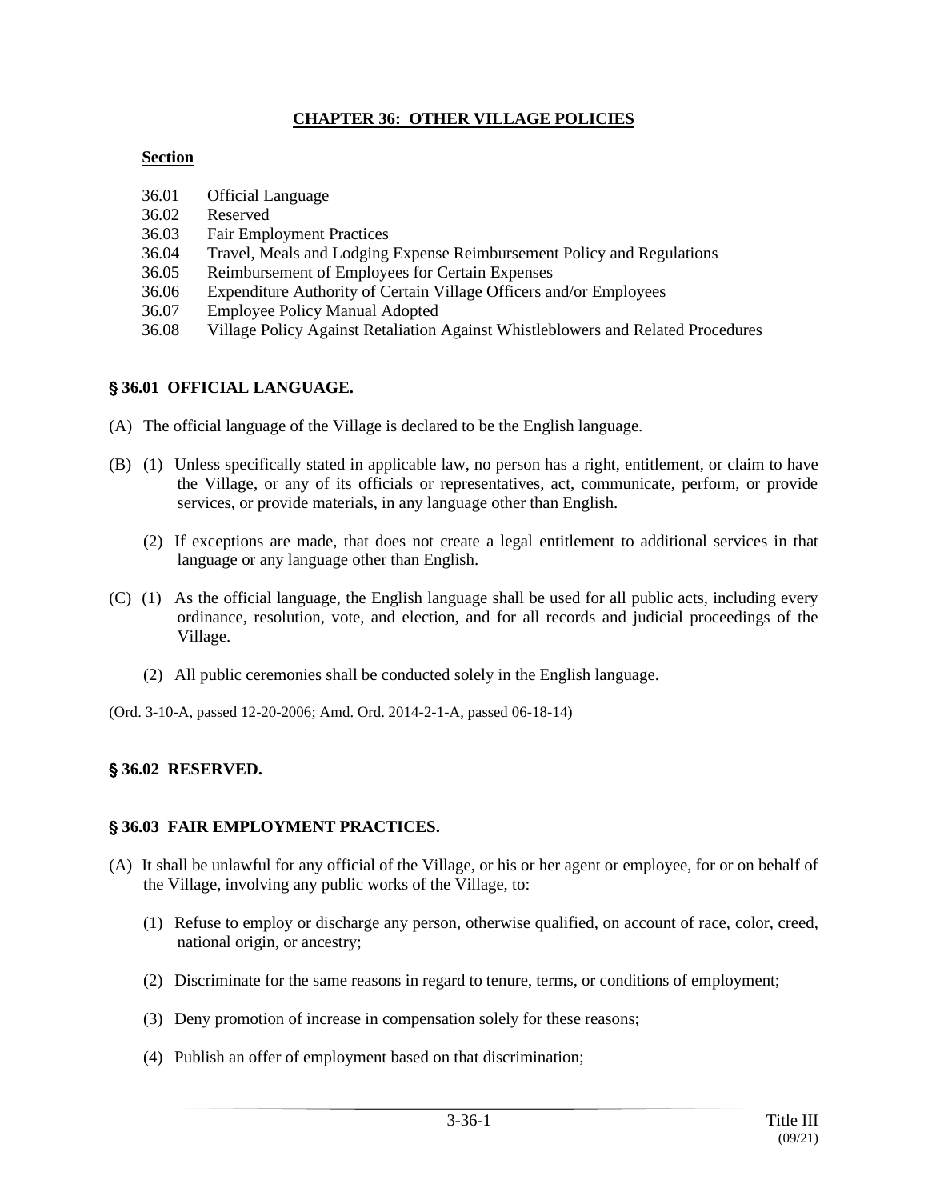# CHAPTER 36: OTHER VILLAGE POLICIES

**Section**

36.01 Official Language
36.02 Reserved
36.03 Fair Employment Practices
36.04 Travel, Meals and Lodging Expense Reimbursement Policy and Regulations
36.05 Reimbursement of Employees for Certain Expenses
36.06 Expenditure Authority of Certain Village Officers and/or Employees
36.07 Employee Policy Manual Adopted
36.08 Village Policy Against Retaliation Against Whistleblowers and Related Procedures

## § 36.01 OFFICIAL LANGUAGE.

(A) The official language of the Village is declared to be the English language.

(B) (1) Unless specifically stated in applicable law, no person has a right, entitlement, or claim to have the Village, or any of its officials or representatives, act, communicate, perform, or provide services, or provide materials, in any language other than English.

(2) If exceptions are made, that does not create a legal entitlement to additional services in that language or any language other than English.

(C) (1) As the official language, the English language shall be used for all public acts, including every ordinance, resolution, vote, and election, and for all records and judicial proceedings of the Village.

(2) All public ceremonies shall be conducted solely in the English language.

(Ord. 3-10-A, passed 12-20-2006; Amd. Ord. 2014-2-1-A, passed 06-18-14)

## § 36.02 RESERVED.

## § 36.03 FAIR EMPLOYMENT PRACTICES.

(A) It shall be unlawful for any official of the Village, or his or her agent or employee, for or on behalf of the Village, involving any public works of the Village, to:

(1) Refuse to employ or discharge any person, otherwise qualified, on account of race, color, creed, national origin, or ancestry;

(2) Discriminate for the same reasons in regard to tenure, terms, or conditions of employment;

(3) Deny promotion of increase in compensation solely for these reasons;

(4) Publish an offer of employment based on that discrimination;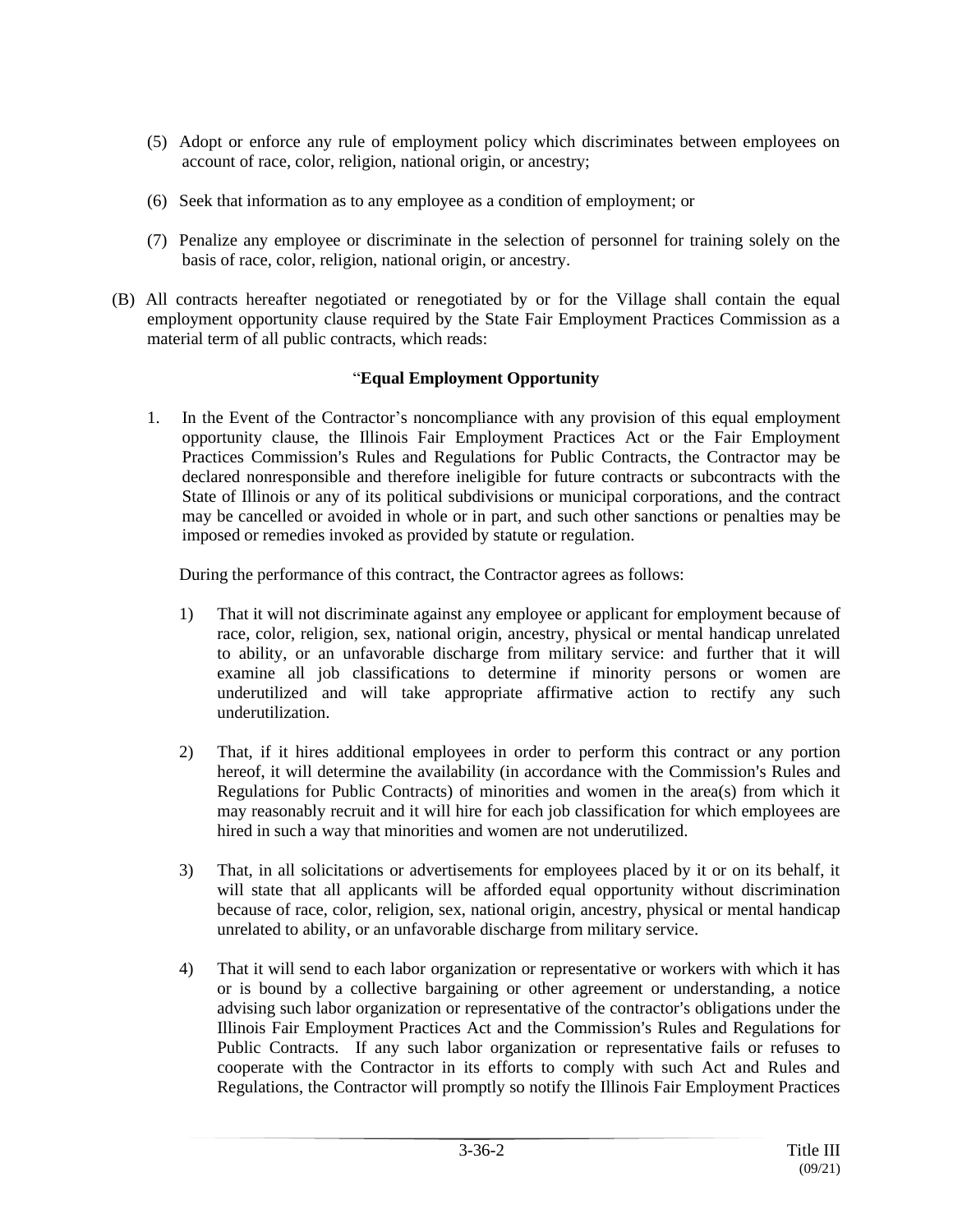(5) Adopt or enforce any rule of employment policy which discriminates between employees on account of race, color, religion, national origin, or ancestry;

(6) Seek that information as to any employee as a condition of employment; or

(7) Penalize any employee or discriminate in the selection of personnel for training solely on the basis of race, color, religion, national origin, or ancestry.

(B) All contracts hereafter negotiated or renegotiated by or for the Village shall contain the equal employment opportunity clause required by the State Fair Employment Practices Commission as a material term of all public contracts, which reads:

"**Equal Employment Opportunity**

1. In the Event of the Contractor's noncompliance with any provision of this equal employment opportunity clause, the Illinois Fair Employment Practices Act or the Fair Employment Practices Commission's Rules and Regulations for Public Contracts, the Contractor may be declared nonresponsible and therefore ineligible for future contracts or subcontracts with the State of Illinois or any of its political subdivisions or municipal corporations, and the contract may be cancelled or avoided in whole or in part, and such other sanctions or penalties may be imposed or remedies invoked as provided by statute or regulation.

   During the performance of this contract, the Contractor agrees as follows:

   1) That it will not discriminate against any employee or applicant for employment because of race, color, religion, sex, national origin, ancestry, physical or mental handicap unrelated to ability, or an unfavorable discharge from military service: and further that it will examine all job classifications to determine if minority persons or women are underutilized and will take appropriate affirmative action to rectify any such underutilization.

   2) That, if it hires additional employees in order to perform this contract or any portion hereof, it will determine the availability (in accordance with the Commission's Rules and Regulations for Public Contracts) of minorities and women in the area(s) from which it may reasonably recruit and it will hire for each job classification for which employees are hired in such a way that minorities and women are not underutilized.

   3) That, in all solicitations or advertisements for employees placed by it or on its behalf, it will state that all applicants will be afforded equal opportunity without discrimination because of race, color, religion, sex, national origin, ancestry, physical or mental handicap unrelated to ability, or an unfavorable discharge from military service.

   4) That it will send to each labor organization or representative or workers with which it has or is bound by a collective bargaining or other agreement or understanding, a notice advising such labor organization or representative of the contractor's obligations under the Illinois Fair Employment Practices Act and the Commission's Rules and Regulations for Public Contracts. If any such labor organization or representative fails or refuses to cooperate with the Contractor in its efforts to comply with such Act and Rules and Regulations, the Contractor will promptly so notify the Illinois Fair Employment Practices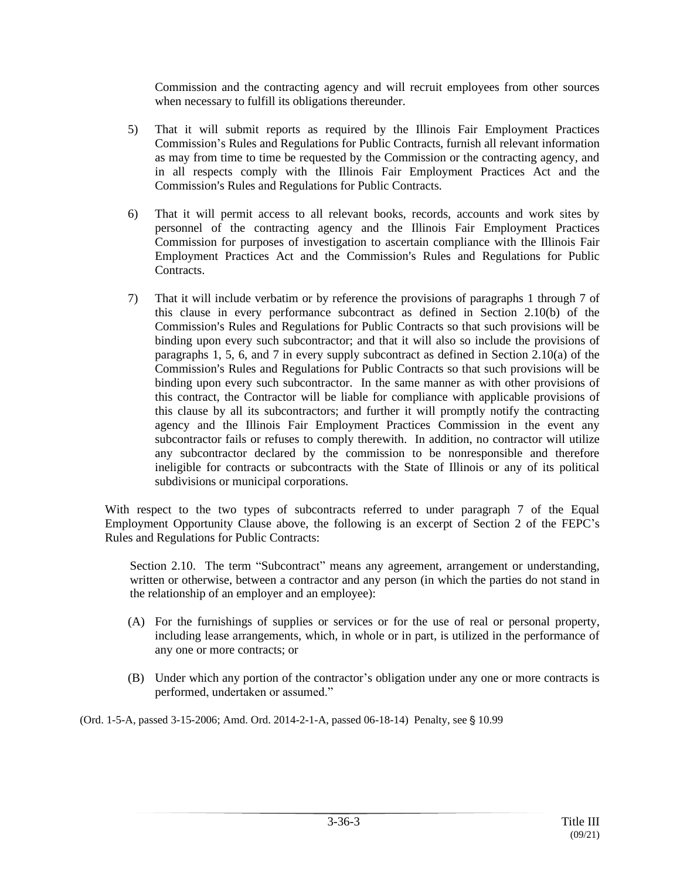Commission and the contracting agency and will recruit employees from other sources when necessary to fulfill its obligations thereunder.

5) That it will submit reports as required by the Illinois Fair Employment Practices Commission's Rules and Regulations for Public Contracts, furnish all relevant information as may from time to time be requested by the Commission or the contracting agency, and in all respects comply with the Illinois Fair Employment Practices Act and the Commission's Rules and Regulations for Public Contracts.

6) That it will permit access to all relevant books, records, accounts and work sites by personnel of the contracting agency and the Illinois Fair Employment Practices Commission for purposes of investigation to ascertain compliance with the Illinois Fair Employment Practices Act and the Commission's Rules and Regulations for Public Contracts.

7) That it will include verbatim or by reference the provisions of paragraphs 1 through 7 of this clause in every performance subcontract as defined in Section 2.10(b) of the Commission's Rules and Regulations for Public Contracts so that such provisions will be binding upon every such subcontractor; and that it will also so include the provisions of paragraphs 1, 5, 6, and 7 in every supply subcontract as defined in Section 2.10(a) of the Commission's Rules and Regulations for Public Contracts so that such provisions will be binding upon every such subcontractor. In the same manner as with other provisions of this contract, the Contractor will be liable for compliance with applicable provisions of this clause by all its subcontractors; and further it will promptly notify the contracting agency and the Illinois Fair Employment Practices Commission in the event any subcontractor fails or refuses to comply therewith. In addition, no contractor will utilize any subcontractor declared by the commission to be nonresponsible and therefore ineligible for contracts or subcontracts with the State of Illinois or any of its political subdivisions or municipal corporations.

With respect to the two types of subcontracts referred to under paragraph 7 of the Equal Employment Opportunity Clause above, the following is an excerpt of Section 2 of the FEPC's Rules and Regulations for Public Contracts:

Section 2.10. The term "Subcontract" means any agreement, arrangement or understanding, written or otherwise, between a contractor and any person (in which the parties do not stand in the relationship of an employer and an employee):

(A) For the furnishings of supplies or services or for the use of real or personal property, including lease arrangements, which, in whole or in part, is utilized in the performance of any one or more contracts; or

(B) Under which any portion of the contractor's obligation under any one or more contracts is performed, undertaken or assumed."

(Ord. 1-5-A, passed 3-15-2006; Amd. Ord. 2014-2-1-A, passed 06-18-14) Penalty, see § 10.99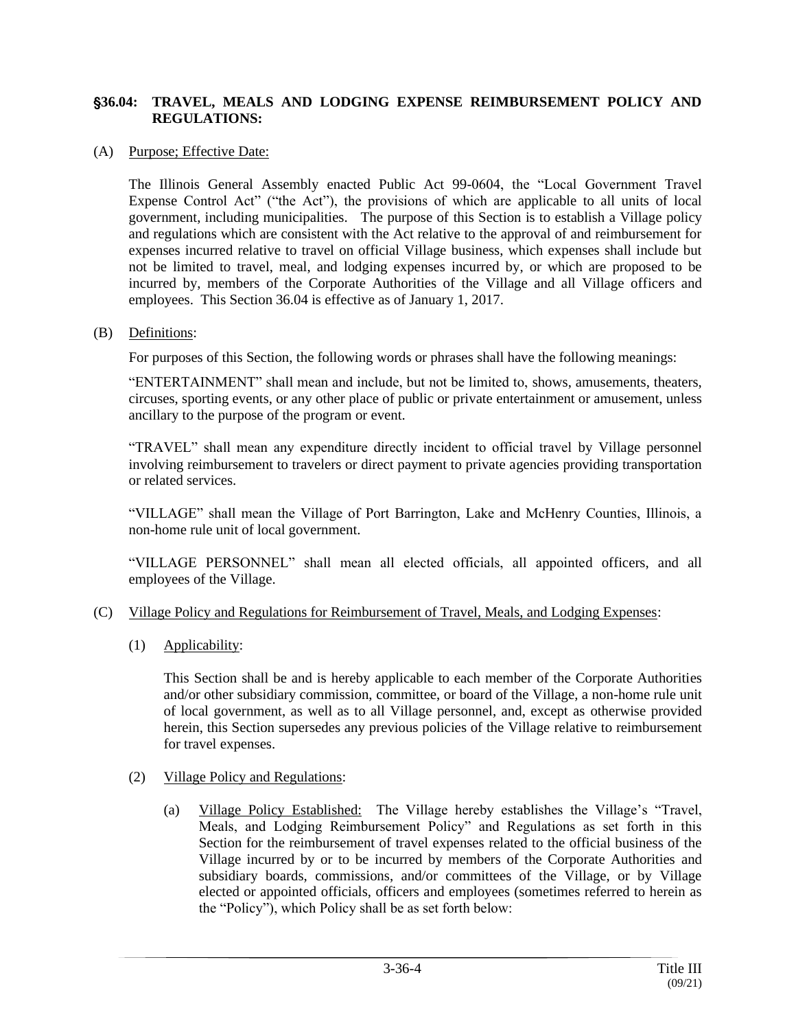## §36.04: TRAVEL, MEALS AND LODGING EXPENSE REIMBURSEMENT POLICY AND REGULATIONS:

(A) Purpose; Effective Date:

The Illinois General Assembly enacted Public Act 99-0604, the "Local Government Travel Expense Control Act" ("the Act"), the provisions of which are applicable to all units of local government, including municipalities. The purpose of this Section is to establish a Village policy and regulations which are consistent with the Act relative to the approval of and reimbursement for expenses incurred relative to travel on official Village business, which expenses shall include but not be limited to travel, meal, and lodging expenses incurred by, or which are proposed to be incurred by, members of the Corporate Authorities of the Village and all Village officers and employees. This Section 36.04 is effective as of January 1, 2017.

(B) Definitions:

For purposes of this Section, the following words or phrases shall have the following meanings:

"ENTERTAINMENT" shall mean and include, but not be limited to, shows, amusements, theaters, circuses, sporting events, or any other place of public or private entertainment or amusement, unless ancillary to the purpose of the program or event.

"TRAVEL" shall mean any expenditure directly incident to official travel by Village personnel involving reimbursement to travelers or direct payment to private agencies providing transportation or related services.

"VILLAGE" shall mean the Village of Port Barrington, Lake and McHenry Counties, Illinois, a non-home rule unit of local government.

"VILLAGE PERSONNEL" shall mean all elected officials, all appointed officers, and all employees of the Village.

(C) Village Policy and Regulations for Reimbursement of Travel, Meals, and Lodging Expenses:

(1) Applicability:

This Section shall be and is hereby applicable to each member of the Corporate Authorities and/or other subsidiary commission, committee, or board of the Village, a non-home rule unit of local government, as well as to all Village personnel, and, except as otherwise provided herein, this Section supersedes any previous policies of the Village relative to reimbursement for travel expenses.

(2) Village Policy and Regulations:

(a) Village Policy Established: The Village hereby establishes the Village's "Travel, Meals, and Lodging Reimbursement Policy" and Regulations as set forth in this Section for the reimbursement of travel expenses related to the official business of the Village incurred by or to be incurred by members of the Corporate Authorities and subsidiary boards, commissions, and/or committees of the Village, or by Village elected or appointed officials, officers and employees (sometimes referred to herein as the "Policy"), which Policy shall be as set forth below: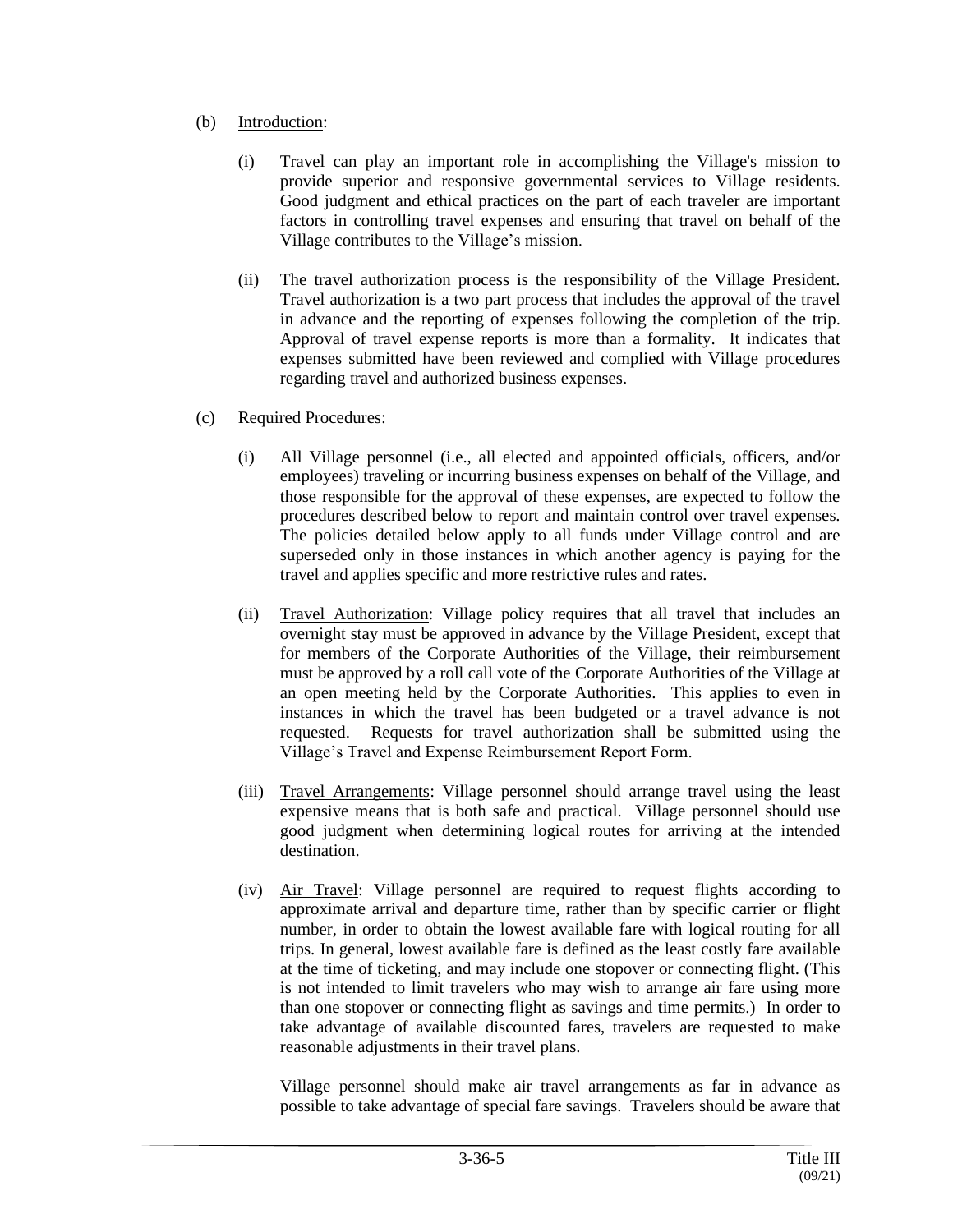(b) Introduction:

(i) Travel can play an important role in accomplishing the Village's mission to provide superior and responsive governmental services to Village residents. Good judgment and ethical practices on the part of each traveler are important factors in controlling travel expenses and ensuring that travel on behalf of the Village contributes to the Village's mission.

(ii) The travel authorization process is the responsibility of the Village President. Travel authorization is a two part process that includes the approval of the travel in advance and the reporting of expenses following the completion of the trip. Approval of travel expense reports is more than a formality. It indicates that expenses submitted have been reviewed and complied with Village procedures regarding travel and authorized business expenses.

(c) Required Procedures:

(i) All Village personnel (i.e., all elected and appointed officials, officers, and/or employees) traveling or incurring business expenses on behalf of the Village, and those responsible for the approval of these expenses, are expected to follow the procedures described below to report and maintain control over travel expenses. The policies detailed below apply to all funds under Village control and are superseded only in those instances in which another agency is paying for the travel and applies specific and more restrictive rules and rates.

(ii) Travel Authorization: Village policy requires that all travel that includes an overnight stay must be approved in advance by the Village President, except that for members of the Corporate Authorities of the Village, their reimbursement must be approved by a roll call vote of the Corporate Authorities of the Village at an open meeting held by the Corporate Authorities. This applies to even in instances in which the travel has been budgeted or a travel advance is not requested. Requests for travel authorization shall be submitted using the Village's Travel and Expense Reimbursement Report Form.

(iii) Travel Arrangements: Village personnel should arrange travel using the least expensive means that is both safe and practical. Village personnel should use good judgment when determining logical routes for arriving at the intended destination.

(iv) Air Travel: Village personnel are required to request flights according to approximate arrival and departure time, rather than by specific carrier or flight number, in order to obtain the lowest available fare with logical routing for all trips. In general, lowest available fare is defined as the least costly fare available at the time of ticketing, and may include one stopover or connecting flight. (This is not intended to limit travelers who may wish to arrange air fare using more than one stopover or connecting flight as savings and time permits.) In order to take advantage of available discounted fares, travelers are requested to make reasonable adjustments in their travel plans.

Village personnel should make air travel arrangements as far in advance as possible to take advantage of special fare savings. Travelers should be aware that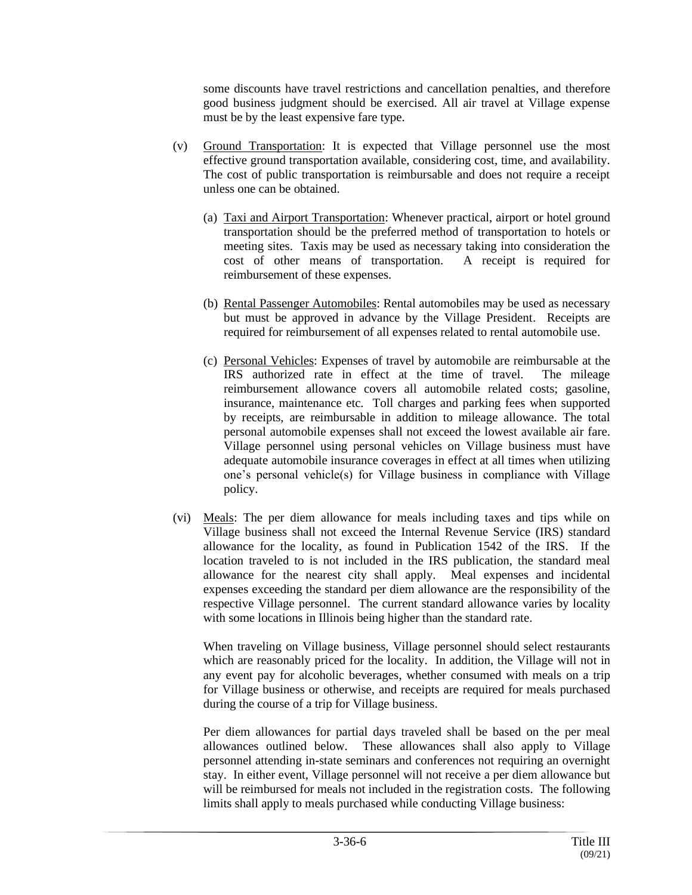some discounts have travel restrictions and cancellation penalties, and therefore good business judgment should be exercised. All air travel at Village expense must be by the least expensive fare type.

(v) Ground Transportation: It is expected that Village personnel use the most effective ground transportation available, considering cost, time, and availability. The cost of public transportation is reimbursable and does not require a receipt unless one can be obtained.

(a) Taxi and Airport Transportation: Whenever practical, airport or hotel ground transportation should be the preferred method of transportation to hotels or meeting sites. Taxis may be used as necessary taking into consideration the cost of other means of transportation. A receipt is required for reimbursement of these expenses.

(b) Rental Passenger Automobiles: Rental automobiles may be used as necessary but must be approved in advance by the Village President. Receipts are required for reimbursement of all expenses related to rental automobile use.

(c) Personal Vehicles: Expenses of travel by automobile are reimbursable at the IRS authorized rate in effect at the time of travel. The mileage reimbursement allowance covers all automobile related costs; gasoline, insurance, maintenance etc. Toll charges and parking fees when supported by receipts, are reimbursable in addition to mileage allowance. The total personal automobile expenses shall not exceed the lowest available air fare. Village personnel using personal vehicles on Village business must have adequate automobile insurance coverages in effect at all times when utilizing one's personal vehicle(s) for Village business in compliance with Village policy.

(vi) Meals: The per diem allowance for meals including taxes and tips while on Village business shall not exceed the Internal Revenue Service (IRS) standard allowance for the locality, as found in Publication 1542 of the IRS. If the location traveled to is not included in the IRS publication, the standard meal allowance for the nearest city shall apply. Meal expenses and incidental expenses exceeding the standard per diem allowance are the responsibility of the respective Village personnel. The current standard allowance varies by locality with some locations in Illinois being higher than the standard rate.

When traveling on Village business, Village personnel should select restaurants which are reasonably priced for the locality. In addition, the Village will not in any event pay for alcoholic beverages, whether consumed with meals on a trip for Village business or otherwise, and receipts are required for meals purchased during the course of a trip for Village business.

Per diem allowances for partial days traveled shall be based on the per meal allowances outlined below. These allowances shall also apply to Village personnel attending in-state seminars and conferences not requiring an overnight stay. In either event, Village personnel will not receive a per diem allowance but will be reimbursed for meals not included in the registration costs. The following limits shall apply to meals purchased while conducting Village business: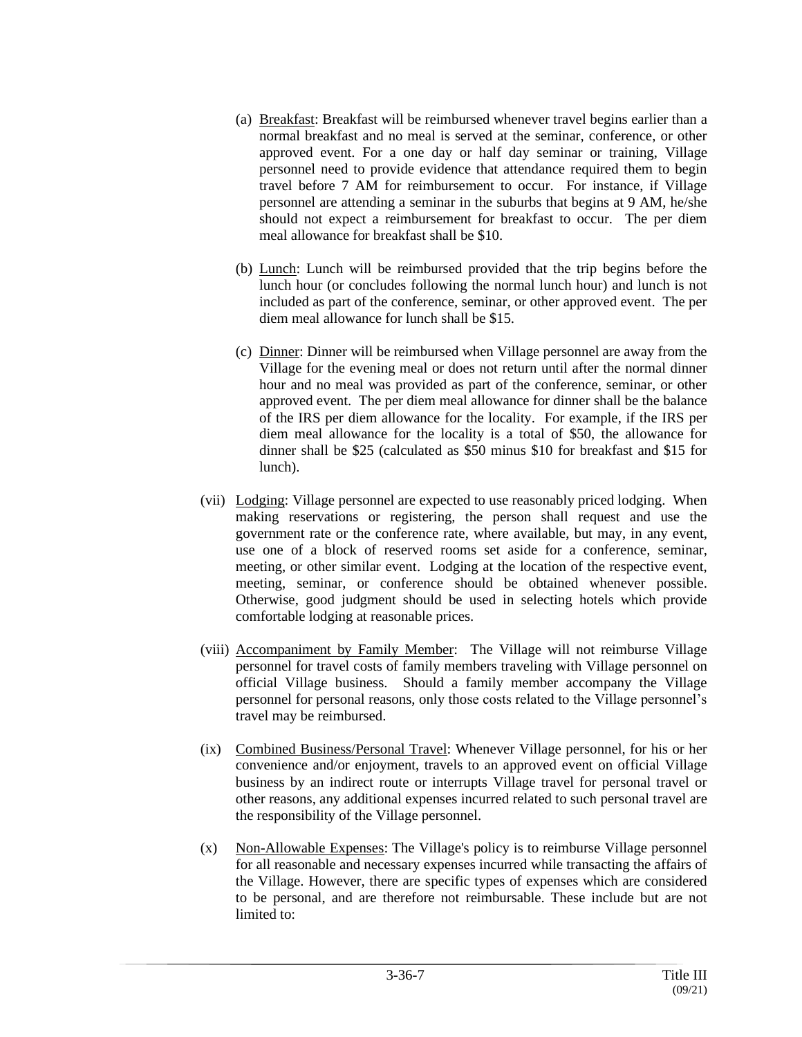(a) Breakfast: Breakfast will be reimbursed whenever travel begins earlier than a normal breakfast and no meal is served at the seminar, conference, or other approved event. For a one day or half day seminar or training, Village personnel need to provide evidence that attendance required them to begin travel before 7 AM for reimbursement to occur. For instance, if Village personnel are attending a seminar in the suburbs that begins at 9 AM, he/she should not expect a reimbursement for breakfast to occur. The per diem meal allowance for breakfast shall be $10.

(b) Lunch: Lunch will be reimbursed provided that the trip begins before the lunch hour (or concludes following the normal lunch hour) and lunch is not included as part of the conference, seminar, or other approved event. The per diem meal allowance for lunch shall be $15.

(c) Dinner: Dinner will be reimbursed when Village personnel are away from the Village for the evening meal or does not return until after the normal dinner hour and no meal was provided as part of the conference, seminar, or other approved event. The per diem meal allowance for dinner shall be the balance of the IRS per diem allowance for the locality. For example, if the IRS per diem meal allowance for the locality is a total of $50, the allowance for dinner shall be $25 (calculated as $50 minus $10 for breakfast and $15 for lunch).

(vii) Lodging: Village personnel are expected to use reasonably priced lodging. When making reservations or registering, the person shall request and use the government rate or the conference rate, where available, but may, in any event, use one of a block of reserved rooms set aside for a conference, seminar, meeting, or other similar event. Lodging at the location of the respective event, meeting, seminar, or conference should be obtained whenever possible. Otherwise, good judgment should be used in selecting hotels which provide comfortable lodging at reasonable prices.

(viii) Accompaniment by Family Member: The Village will not reimburse Village personnel for travel costs of family members traveling with Village personnel on official Village business. Should a family member accompany the Village personnel for personal reasons, only those costs related to the Village personnel's travel may be reimbursed.

(ix) Combined Business/Personal Travel: Whenever Village personnel, for his or her convenience and/or enjoyment, travels to an approved event on official Village business by an indirect route or interrupts Village travel for personal travel or other reasons, any additional expenses incurred related to such personal travel are the responsibility of the Village personnel.

(x) Non-Allowable Expenses: The Village's policy is to reimburse Village personnel for all reasonable and necessary expenses incurred while transacting the affairs of the Village. However, there are specific types of expenses which are considered to be personal, and are therefore not reimbursable. These include but are not limited to: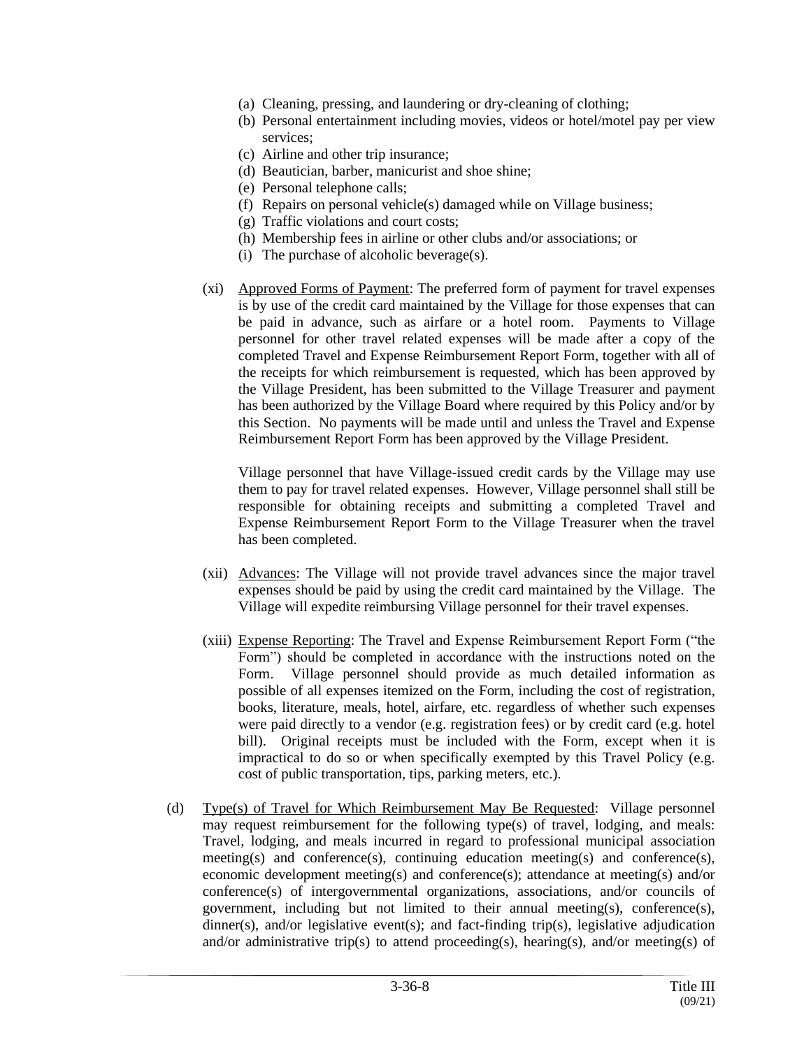(a) Cleaning, pressing, and laundering or dry-cleaning of clothing;
(b) Personal entertainment including movies, videos or hotel/motel pay per view services;
(c) Airline and other trip insurance;
(d) Beautician, barber, manicurist and shoe shine;
(e) Personal telephone calls;
(f) Repairs on personal vehicle(s) damaged while on Village business;
(g) Traffic violations and court costs;
(h) Membership fees in airline or other clubs and/or associations; or
(i) The purchase of alcoholic beverage(s).

(xi) Approved Forms of Payment: The preferred form of payment for travel expenses is by use of the credit card maintained by the Village for those expenses that can be paid in advance, such as airfare or a hotel room. Payments to Village personnel for other travel related expenses will be made after a copy of the completed Travel and Expense Reimbursement Report Form, together with all of the receipts for which reimbursement is requested, which has been approved by the Village President, has been submitted to the Village Treasurer and payment has been authorized by the Village Board where required by this Policy and/or by this Section. No payments will be made until and unless the Travel and Expense Reimbursement Report Form has been approved by the Village President.

Village personnel that have Village-issued credit cards by the Village may use them to pay for travel related expenses. However, Village personnel shall still be responsible for obtaining receipts and submitting a completed Travel and Expense Reimbursement Report Form to the Village Treasurer when the travel has been completed.

(xii) Advances: The Village will not provide travel advances since the major travel expenses should be paid by using the credit card maintained by the Village. The Village will expedite reimbursing Village personnel for their travel expenses.

(xiii) Expense Reporting: The Travel and Expense Reimbursement Report Form ("the Form") should be completed in accordance with the instructions noted on the Form. Village personnel should provide as much detailed information as possible of all expenses itemized on the Form, including the cost of registration, books, literature, meals, hotel, airfare, etc. regardless of whether such expenses were paid directly to a vendor (e.g. registration fees) or by credit card (e.g. hotel bill). Original receipts must be included with the Form, except when it is impractical to do so or when specifically exempted by this Travel Policy (e.g. cost of public transportation, tips, parking meters, etc.).

(d) Type(s) of Travel for Which Reimbursement May Be Requested: Village personnel may request reimbursement for the following type(s) of travel, lodging, and meals: Travel, lodging, and meals incurred in regard to professional municipal association meeting(s) and conference(s), continuing education meeting(s) and conference(s), economic development meeting(s) and conference(s); attendance at meeting(s) and/or conference(s) of intergovernmental organizations, associations, and/or councils of government, including but not limited to their annual meeting(s), conference(s), dinner(s), and/or legislative event(s); and fact-finding trip(s), legislative adjudication and/or administrative trip(s) to attend proceeding(s), hearing(s), and/or meeting(s) of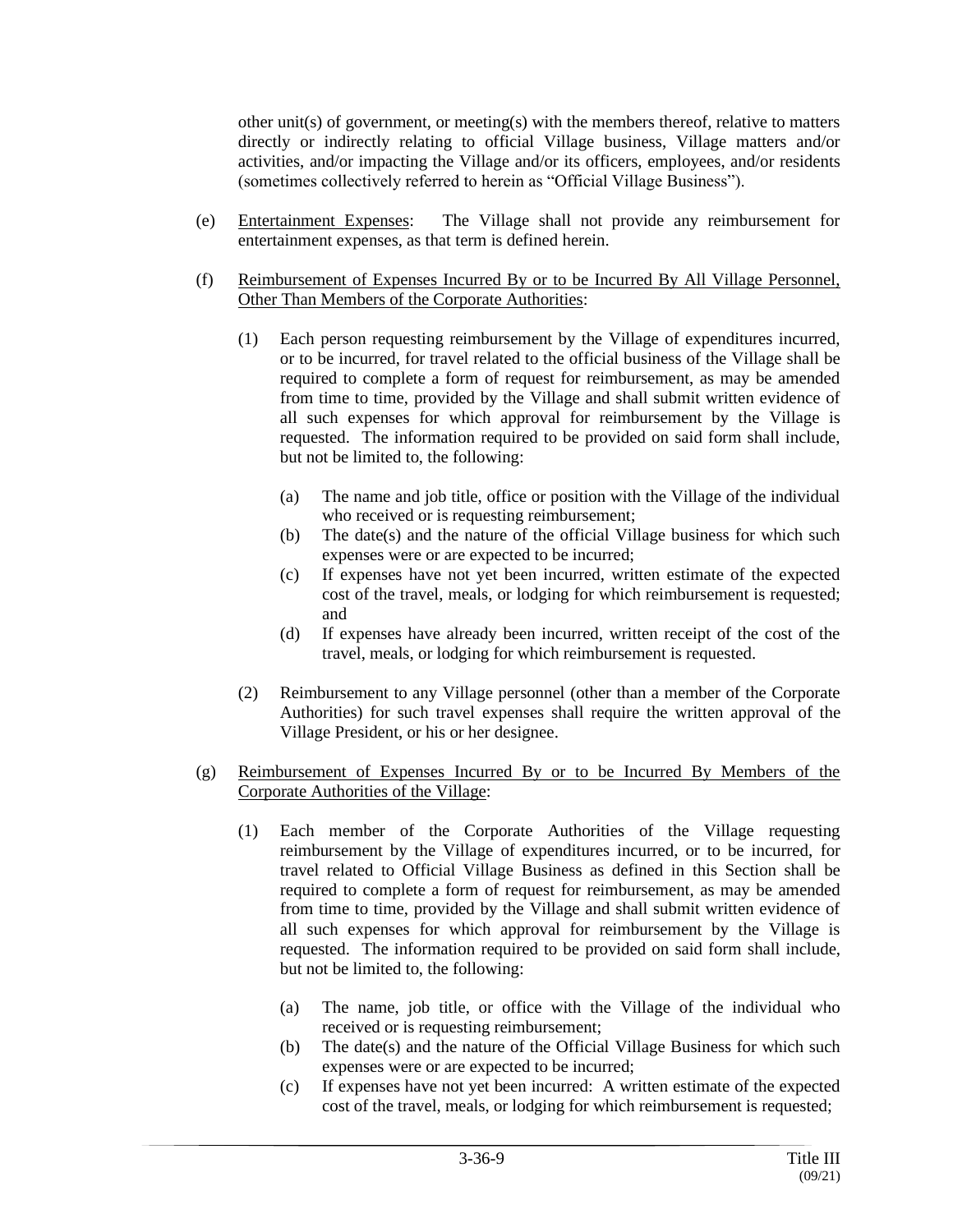other unit(s) of government, or meeting(s) with the members thereof, relative to matters directly or indirectly relating to official Village business, Village matters and/or activities, and/or impacting the Village and/or its officers, employees, and/or residents (sometimes collectively referred to herein as "Official Village Business").

(e) Entertainment Expenses: The Village shall not provide any reimbursement for entertainment expenses, as that term is defined herein.

(f) Reimbursement of Expenses Incurred By or to be Incurred By All Village Personnel, Other Than Members of the Corporate Authorities:

(1) Each person requesting reimbursement by the Village of expenditures incurred, or to be incurred, for travel related to the official business of the Village shall be required to complete a form of request for reimbursement, as may be amended from time to time, provided by the Village and shall submit written evidence of all such expenses for which approval for reimbursement by the Village is requested. The information required to be provided on said form shall include, but not be limited to, the following:

(a) The name and job title, office or position with the Village of the individual who received or is requesting reimbursement;
(b) The date(s) and the nature of the official Village business for which such expenses were or are expected to be incurred;
(c) If expenses have not yet been incurred, written estimate of the expected cost of the travel, meals, or lodging for which reimbursement is requested; and
(d) If expenses have already been incurred, written receipt of the cost of the travel, meals, or lodging for which reimbursement is requested.

(2) Reimbursement to any Village personnel (other than a member of the Corporate Authorities) for such travel expenses shall require the written approval of the Village President, or his or her designee.

(g) Reimbursement of Expenses Incurred By or to be Incurred By Members of the Corporate Authorities of the Village:

(1) Each member of the Corporate Authorities of the Village requesting reimbursement by the Village of expenditures incurred, or to be incurred, for travel related to Official Village Business as defined in this Section shall be required to complete a form of request for reimbursement, as may be amended from time to time, provided by the Village and shall submit written evidence of all such expenses for which approval for reimbursement by the Village is requested. The information required to be provided on said form shall include, but not be limited to, the following:

(a) The name, job title, or office with the Village of the individual who received or is requesting reimbursement;
(b) The date(s) and the nature of the Official Village Business for which such expenses were or are expected to be incurred;
(c) If expenses have not yet been incurred: A written estimate of the expected cost of the travel, meals, or lodging for which reimbursement is requested;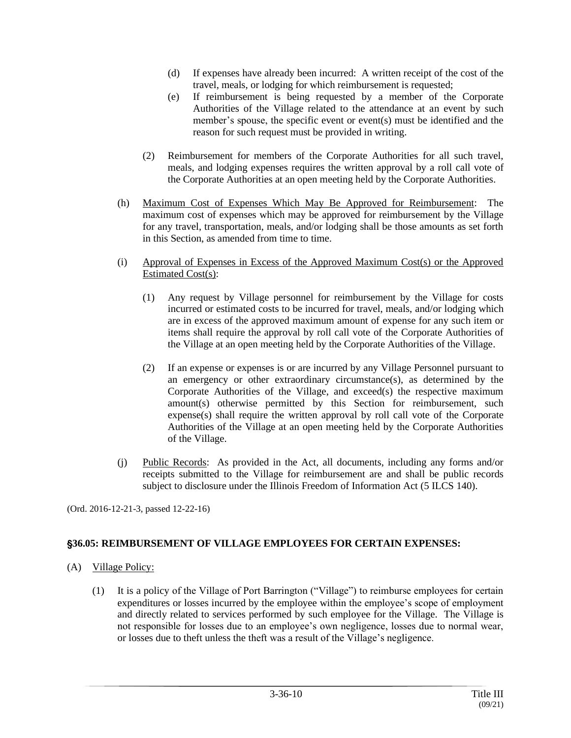(d) If expenses have already been incurred: A written receipt of the cost of the travel, meals, or lodging for which reimbursement is requested;

(e) If reimbursement is being requested by a member of the Corporate Authorities of the Village related to the attendance at an event by such member's spouse, the specific event or event(s) must be identified and the reason for such request must be provided in writing.

(2) Reimbursement for members of the Corporate Authorities for all such travel, meals, and lodging expenses requires the written approval by a roll call vote of the Corporate Authorities at an open meeting held by the Corporate Authorities.

(h) Maximum Cost of Expenses Which May Be Approved for Reimbursement: The maximum cost of expenses which may be approved for reimbursement by the Village for any travel, transportation, meals, and/or lodging shall be those amounts as set forth in this Section, as amended from time to time.

(i) Approval of Expenses in Excess of the Approved Maximum Cost(s) or the Approved Estimated Cost(s):

(1) Any request by Village personnel for reimbursement by the Village for costs incurred or estimated costs to be incurred for travel, meals, and/or lodging which are in excess of the approved maximum amount of expense for any such item or items shall require the approval by roll call vote of the Corporate Authorities of the Village at an open meeting held by the Corporate Authorities of the Village.

(2) If an expense or expenses is or are incurred by any Village Personnel pursuant to an emergency or other extraordinary circumstance(s), as determined by the Corporate Authorities of the Village, and exceed(s) the respective maximum amount(s) otherwise permitted by this Section for reimbursement, such expense(s) shall require the written approval by roll call vote of the Corporate Authorities of the Village at an open meeting held by the Corporate Authorities of the Village.

(j) Public Records: As provided in the Act, all documents, including any forms and/or receipts submitted to the Village for reimbursement are and shall be public records subject to disclosure under the Illinois Freedom of Information Act (5 ILCS 140).

(Ord. 2016-12-21-3, passed 12-22-16)

## §36.05: REIMBURSEMENT OF VILLAGE EMPLOYEES FOR CERTAIN EXPENSES:

(A) Village Policy:

(1) It is a policy of the Village of Port Barrington ("Village") to reimburse employees for certain expenditures or losses incurred by the employee within the employee's scope of employment and directly related to services performed by such employee for the Village. The Village is not responsible for losses due to an employee's own negligence, losses due to normal wear, or losses due to theft unless the theft was a result of the Village's negligence.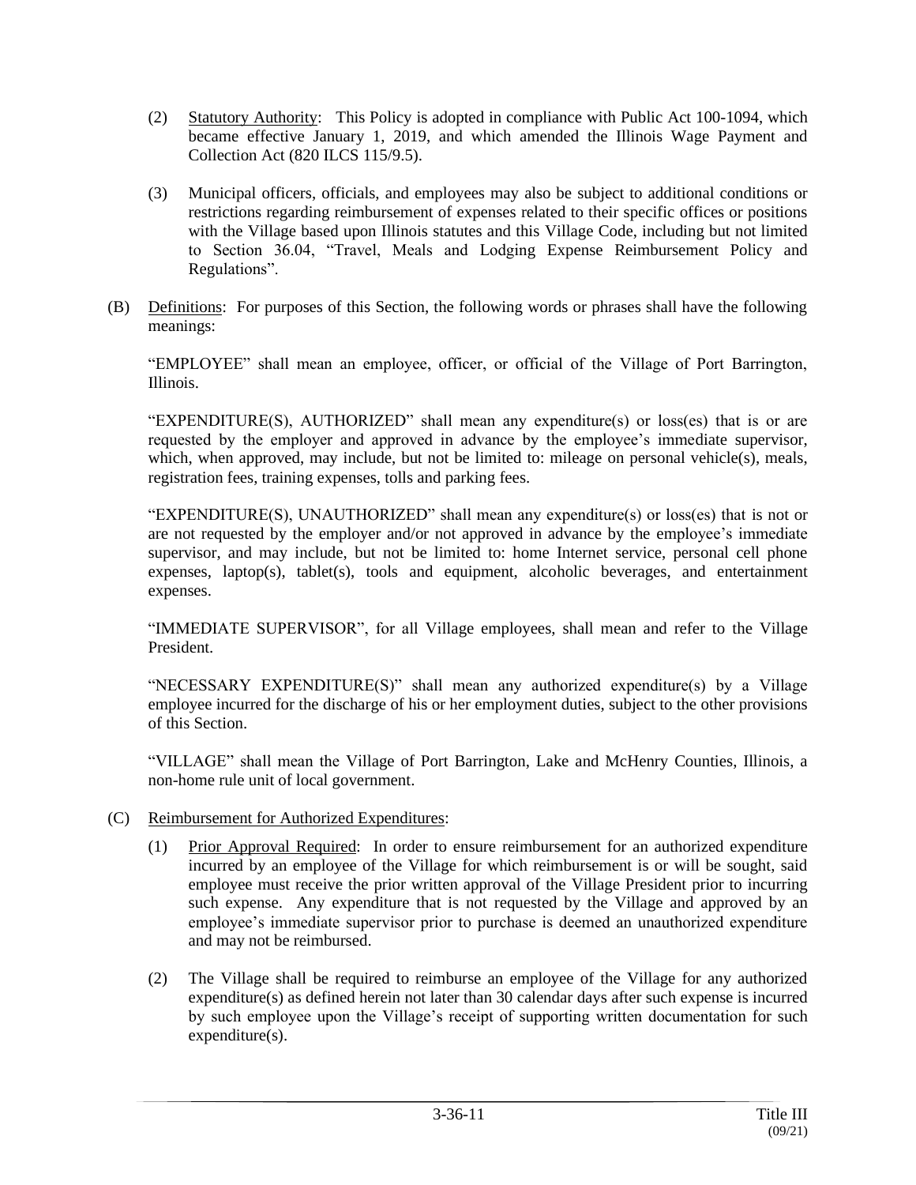(2) Statutory Authority: This Policy is adopted in compliance with Public Act 100-1094, which became effective January 1, 2019, and which amended the Illinois Wage Payment and Collection Act (820 ILCS 115/9.5).

(3) Municipal officers, officials, and employees may also be subject to additional conditions or restrictions regarding reimbursement of expenses related to their specific offices or positions with the Village based upon Illinois statutes and this Village Code, including but not limited to Section 36.04, "Travel, Meals and Lodging Expense Reimbursement Policy and Regulations".

(B) Definitions: For purposes of this Section, the following words or phrases shall have the following meanings:

"EMPLOYEE" shall mean an employee, officer, or official of the Village of Port Barrington, Illinois.

"EXPENDITURE(S), AUTHORIZED" shall mean any expenditure(s) or loss(es) that is or are requested by the employer and approved in advance by the employee's immediate supervisor, which, when approved, may include, but not be limited to: mileage on personal vehicle(s), meals, registration fees, training expenses, tolls and parking fees.

"EXPENDITURE(S), UNAUTHORIZED" shall mean any expenditure(s) or loss(es) that is not or are not requested by the employer and/or not approved in advance by the employee's immediate supervisor, and may include, but not be limited to: home Internet service, personal cell phone expenses, laptop(s), tablet(s), tools and equipment, alcoholic beverages, and entertainment expenses.

"IMMEDIATE SUPERVISOR", for all Village employees, shall mean and refer to the Village President.

"NECESSARY EXPENDITURE(S)" shall mean any authorized expenditure(s) by a Village employee incurred for the discharge of his or her employment duties, subject to the other provisions of this Section.

"VILLAGE" shall mean the Village of Port Barrington, Lake and McHenry Counties, Illinois, a non-home rule unit of local government.

(C) Reimbursement for Authorized Expenditures:

(1) Prior Approval Required: In order to ensure reimbursement for an authorized expenditure incurred by an employee of the Village for which reimbursement is or will be sought, said employee must receive the prior written approval of the Village President prior to incurring such expense. Any expenditure that is not requested by the Village and approved by an employee's immediate supervisor prior to purchase is deemed an unauthorized expenditure and may not be reimbursed.

(2) The Village shall be required to reimburse an employee of the Village for any authorized expenditure(s) as defined herein not later than 30 calendar days after such expense is incurred by such employee upon the Village's receipt of supporting written documentation for such expenditure(s).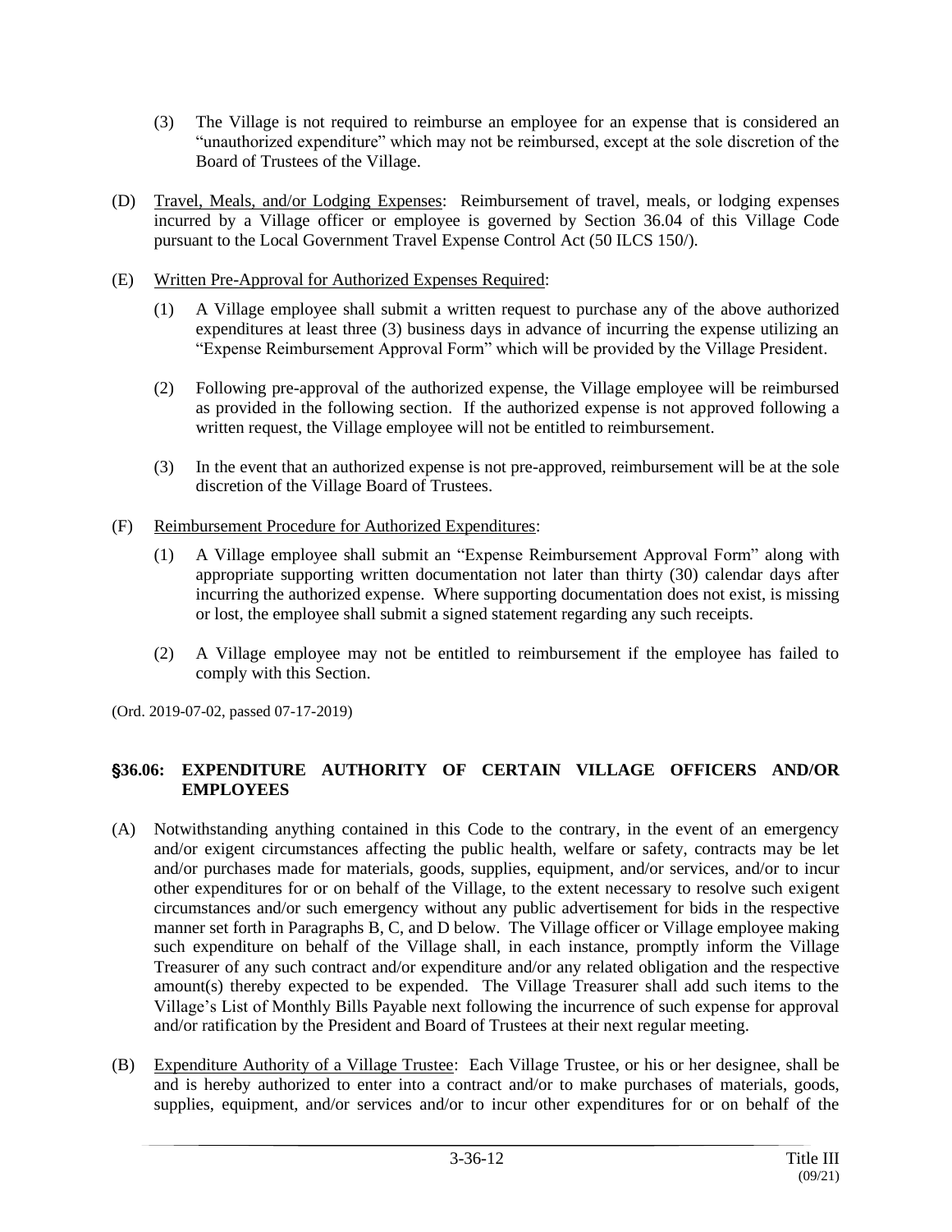(3) The Village is not required to reimburse an employee for an expense that is considered an "unauthorized expenditure" which may not be reimbursed, except at the sole discretion of the Board of Trustees of the Village.

(D) Travel, Meals, and/or Lodging Expenses: Reimbursement of travel, meals, or lodging expenses incurred by a Village officer or employee is governed by Section 36.04 of this Village Code pursuant to the Local Government Travel Expense Control Act (50 ILCS 150/).

(E) Written Pre-Approval for Authorized Expenses Required:

(1) A Village employee shall submit a written request to purchase any of the above authorized expenditures at least three (3) business days in advance of incurring the expense utilizing an "Expense Reimbursement Approval Form" which will be provided by the Village President.

(2) Following pre-approval of the authorized expense, the Village employee will be reimbursed as provided in the following section. If the authorized expense is not approved following a written request, the Village employee will not be entitled to reimbursement.

(3) In the event that an authorized expense is not pre-approved, reimbursement will be at the sole discretion of the Village Board of Trustees.

(F) Reimbursement Procedure for Authorized Expenditures:

(1) A Village employee shall submit an "Expense Reimbursement Approval Form" along with appropriate supporting written documentation not later than thirty (30) calendar days after incurring the authorized expense. Where supporting documentation does not exist, is missing or lost, the employee shall submit a signed statement regarding any such receipts.

(2) A Village employee may not be entitled to reimbursement if the employee has failed to comply with this Section.

(Ord. 2019-07-02, passed 07-17-2019)

### §36.06: EXPENDITURE AUTHORITY OF CERTAIN VILLAGE OFFICERS AND/OR EMPLOYEES

(A) Notwithstanding anything contained in this Code to the contrary, in the event of an emergency and/or exigent circumstances affecting the public health, welfare or safety, contracts may be let and/or purchases made for materials, goods, supplies, equipment, and/or services, and/or to incur other expenditures for or on behalf of the Village, to the extent necessary to resolve such exigent circumstances and/or such emergency without any public advertisement for bids in the respective manner set forth in Paragraphs B, C, and D below. The Village officer or Village employee making such expenditure on behalf of the Village shall, in each instance, promptly inform the Village Treasurer of any such contract and/or expenditure and/or any related obligation and the respective amount(s) thereby expected to be expended. The Village Treasurer shall add such items to the Village's List of Monthly Bills Payable next following the incurrence of such expense for approval and/or ratification by the President and Board of Trustees at their next regular meeting.

(B) Expenditure Authority of a Village Trustee: Each Village Trustee, or his or her designee, shall be and is hereby authorized to enter into a contract and/or to make purchases of materials, goods, supplies, equipment, and/or services and/or to incur other expenditures for or on behalf of the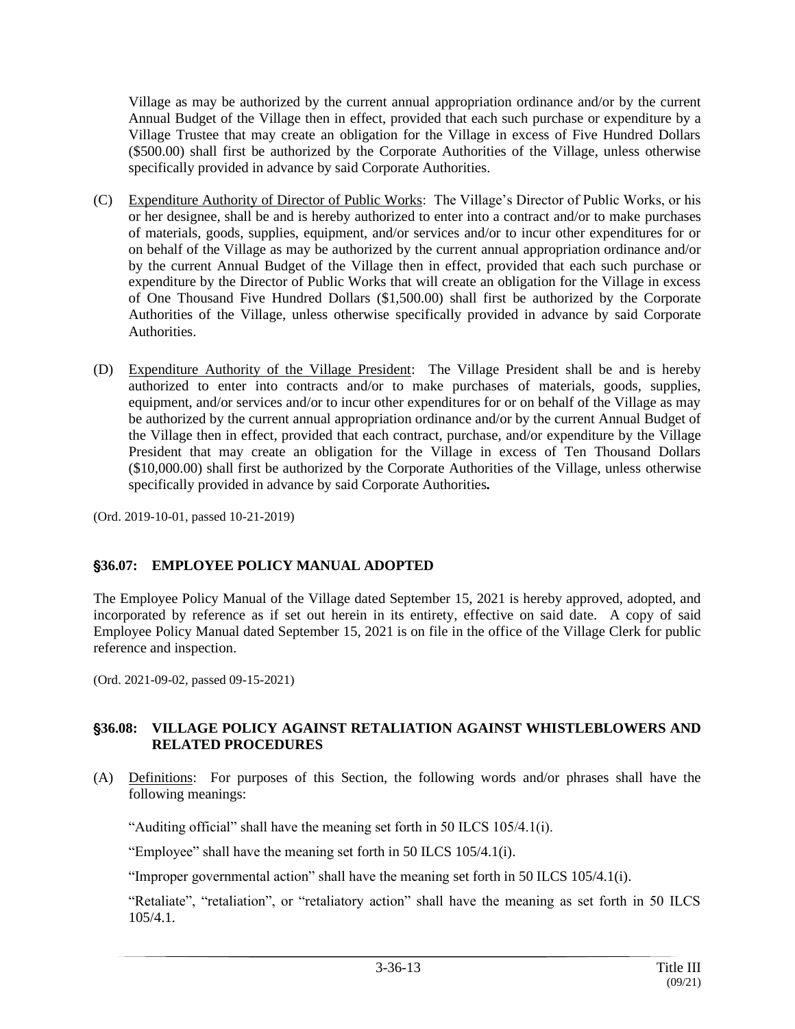Village as may be authorized by the current annual appropriation ordinance and/or by the current Annual Budget of the Village then in effect, provided that each such purchase or expenditure by a Village Trustee that may create an obligation for the Village in excess of Five Hundred Dollars ($500.00) shall first be authorized by the Corporate Authorities of the Village, unless otherwise specifically provided in advance by said Corporate Authorities.

(C) Expenditure Authority of Director of Public Works: The Village's Director of Public Works, or his or her designee, shall be and is hereby authorized to enter into a contract and/or to make purchases of materials, goods, supplies, equipment, and/or services and/or to incur other expenditures for or on behalf of the Village as may be authorized by the current annual appropriation ordinance and/or by the current Annual Budget of the Village then in effect, provided that each such purchase or expenditure by the Director of Public Works that will create an obligation for the Village in excess of One Thousand Five Hundred Dollars ($1,500.00) shall first be authorized by the Corporate Authorities of the Village, unless otherwise specifically provided in advance by said Corporate Authorities.

(D) Expenditure Authority of the Village President: The Village President shall be and is hereby authorized to enter into contracts and/or to make purchases of materials, goods, supplies, equipment, and/or services and/or to incur other expenditures for or on behalf of the Village as may be authorized by the current annual appropriation ordinance and/or by the current Annual Budget of the Village then in effect, provided that each contract, purchase, and/or expenditure by the Village President that may create an obligation for the Village in excess of Ten Thousand Dollars ($10,000.00) shall first be authorized by the Corporate Authorities of the Village, unless otherwise specifically provided in advance by said Corporate Authorities.

(Ord. 2019-10-01, passed 10-21-2019)

## §36.07: EMPLOYEE POLICY MANUAL ADOPTED

The Employee Policy Manual of the Village dated September 15, 2021 is hereby approved, adopted, and incorporated by reference as if set out herein in its entirety, effective on said date. A copy of said Employee Policy Manual dated September 15, 2021 is on file in the office of the Village Clerk for public reference and inspection.

(Ord. 2021-09-02, passed 09-15-2021)

## §36.08: VILLAGE POLICY AGAINST RETALIATION AGAINST WHISTLEBLOWERS AND RELATED PROCEDURES

(A) Definitions: For purposes of this Section, the following words and/or phrases shall have the following meanings:

"Auditing official" shall have the meaning set forth in 50 ILCS 105/4.1(i).

"Employee" shall have the meaning set forth in 50 ILCS 105/4.1(i).

"Improper governmental action" shall have the meaning set forth in 50 ILCS 105/4.1(i).

"Retaliate", "retaliation", or "retaliatory action" shall have the meaning as set forth in 50 ILCS 105/4.1.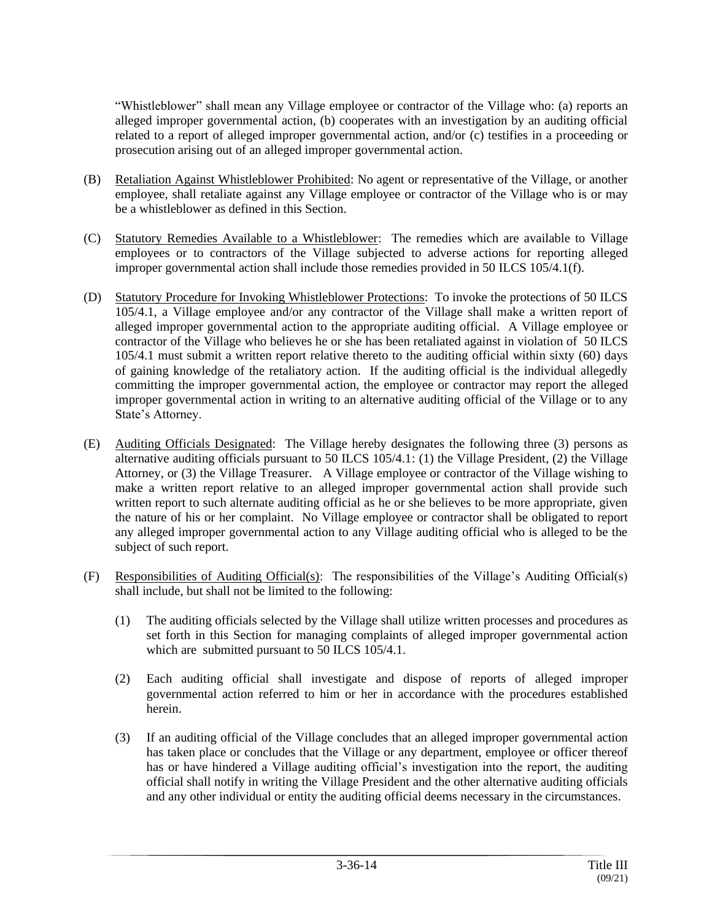"Whistleblower" shall mean any Village employee or contractor of the Village who: (a) reports an alleged improper governmental action, (b) cooperates with an investigation by an auditing official related to a report of alleged improper governmental action, and/or (c) testifies in a proceeding or prosecution arising out of an alleged improper governmental action.

(B) Retaliation Against Whistleblower Prohibited: No agent or representative of the Village, or another employee, shall retaliate against any Village employee or contractor of the Village who is or may be a whistleblower as defined in this Section.

(C) Statutory Remedies Available to a Whistleblower: The remedies which are available to Village employees or to contractors of the Village subjected to adverse actions for reporting alleged improper governmental action shall include those remedies provided in 50 ILCS 105/4.1(f).

(D) Statutory Procedure for Invoking Whistleblower Protections: To invoke the protections of 50 ILCS 105/4.1, a Village employee and/or any contractor of the Village shall make a written report of alleged improper governmental action to the appropriate auditing official. A Village employee or contractor of the Village who believes he or she has been retaliated against in violation of 50 ILCS 105/4.1 must submit a written report relative thereto to the auditing official within sixty (60) days of gaining knowledge of the retaliatory action. If the auditing official is the individual allegedly committing the improper governmental action, the employee or contractor may report the alleged improper governmental action in writing to an alternative auditing official of the Village or to any State's Attorney.

(E) Auditing Officials Designated: The Village hereby designates the following three (3) persons as alternative auditing officials pursuant to 50 ILCS 105/4.1: (1) the Village President, (2) the Village Attorney, or (3) the Village Treasurer. A Village employee or contractor of the Village wishing to make a written report relative to an alleged improper governmental action shall provide such written report to such alternate auditing official as he or she believes to be more appropriate, given the nature of his or her complaint. No Village employee or contractor shall be obligated to report any alleged improper governmental action to any Village auditing official who is alleged to be the subject of such report.

(F) Responsibilities of Auditing Official(s): The responsibilities of the Village's Auditing Official(s) shall include, but shall not be limited to the following:

   (1) The auditing officials selected by the Village shall utilize written processes and procedures as set forth in this Section for managing complaints of alleged improper governmental action which are submitted pursuant to 50 ILCS 105/4.1.

   (2) Each auditing official shall investigate and dispose of reports of alleged improper governmental action referred to him or her in accordance with the procedures established herein.

   (3) If an auditing official of the Village concludes that an alleged improper governmental action has taken place or concludes that the Village or any department, employee or officer thereof has or have hindered a Village auditing official's investigation into the report, the auditing official shall notify in writing the Village President and the other alternative auditing officials and any other individual or entity the auditing official deems necessary in the circumstances.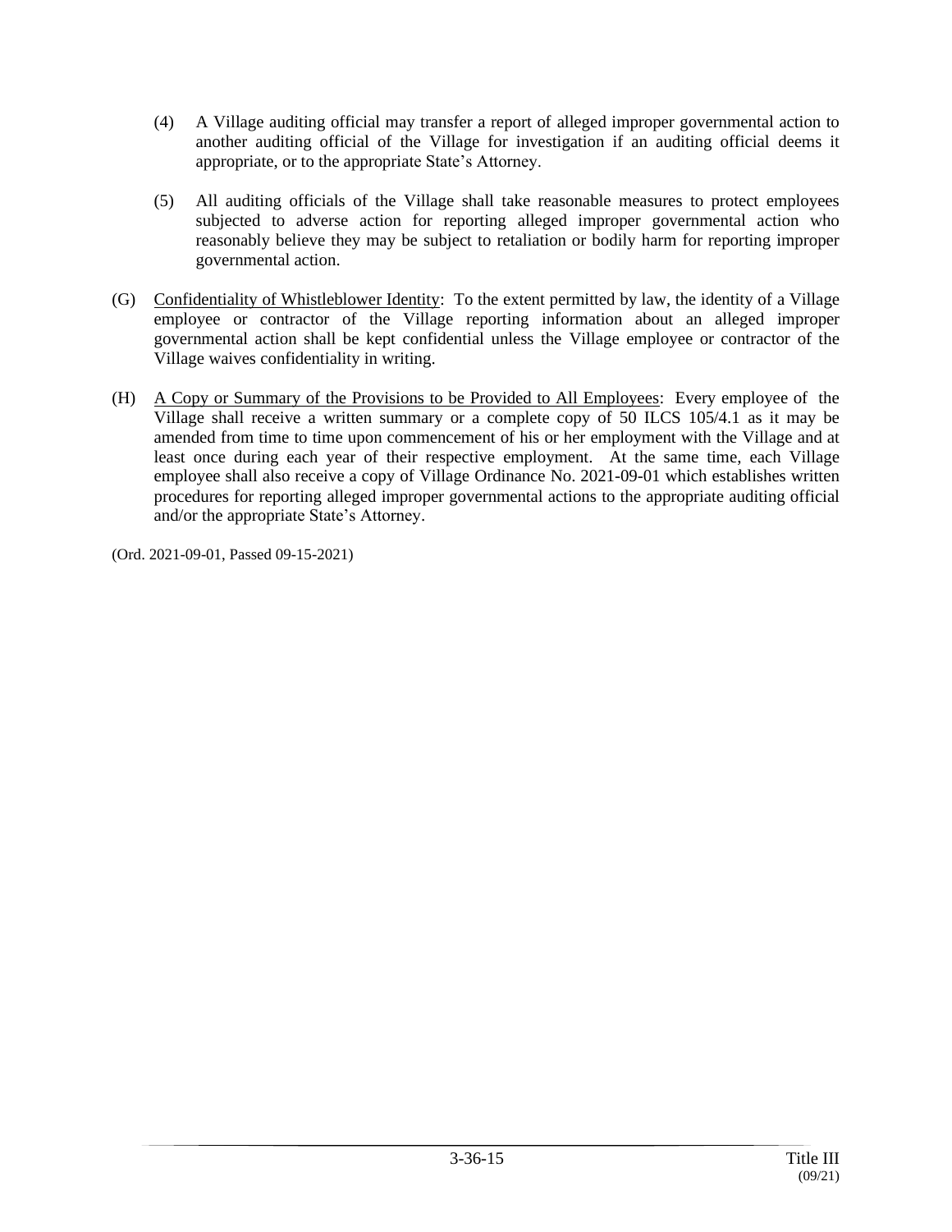(4) A Village auditing official may transfer a report of alleged improper governmental action to another auditing official of the Village for investigation if an auditing official deems it appropriate, or to the appropriate State's Attorney.

(5) All auditing officials of the Village shall take reasonable measures to protect employees subjected to adverse action for reporting alleged improper governmental action who reasonably believe they may be subject to retaliation or bodily harm for reporting improper governmental action.

(G) <u>Confidentiality of Whistleblower Identity</u>: To the extent permitted by law, the identity of a Village employee or contractor of the Village reporting information about an alleged improper governmental action shall be kept confidential unless the Village employee or contractor of the Village waives confidentiality in writing.

(H) <u>A Copy or Summary of the Provisions to be Provided to All Employees</u>: Every employee of the Village shall receive a written summary or a complete copy of 50 ILCS 105/4.1 as it may be amended from time to time upon commencement of his or her employment with the Village and at least once during each year of their respective employment. At the same time, each Village employee shall also receive a copy of Village Ordinance No. 2021-09-01 which establishes written procedures for reporting alleged improper governmental actions to the appropriate auditing official and/or the appropriate State's Attorney.

(Ord. 2021-09-01, Passed 09-15-2021)